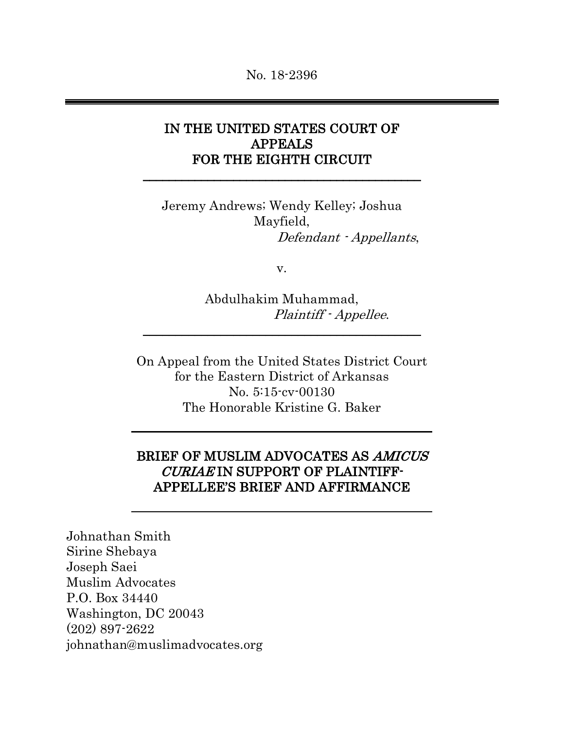No. 18-2396

---

# IN THE UNITED STATES COURT OF APPEALS FOR THE EIGHTH CIRCUIT

---

Jeremy Andrews; Wendy Kelley; Joshua Mayfield,
*Defendant - Appellants*,

v.

Abdulhakim Muhammad,
*Plaintiff - Appellee*.

---

On Appeal from the United States District Court
for the Eastern District of Arkansas
No. 5:15-cv-00130
The Honorable Kristine G. Baker

---

## BRIEF OF MUSLIM ADVOCATES AS *AMICUS CURIAE* IN SUPPORT OF PLAINTIFF-APPELLEE'S BRIEF AND AFFIRMANCE

---

Johnathan Smith
Sirine Shebaya
Joseph Saei
Muslim Advocates
P.O. Box 34440
Washington, DC 20043
(202) 897-2622
johnathan@muslimadvocates.org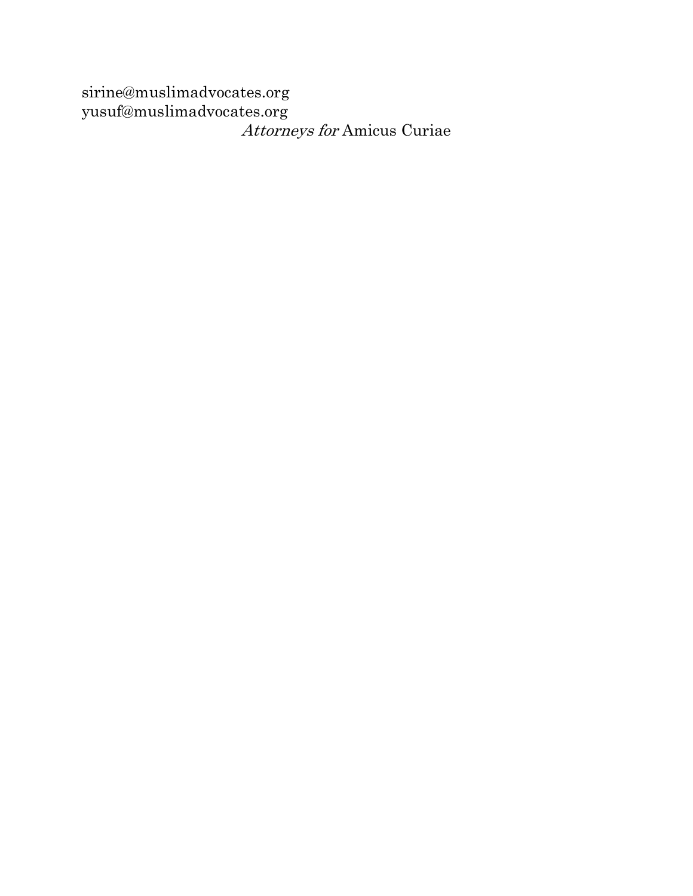sirine@muslimadvocates.org
yusuf@muslimadvocates.org

*Attorneys for* Amicus Curiae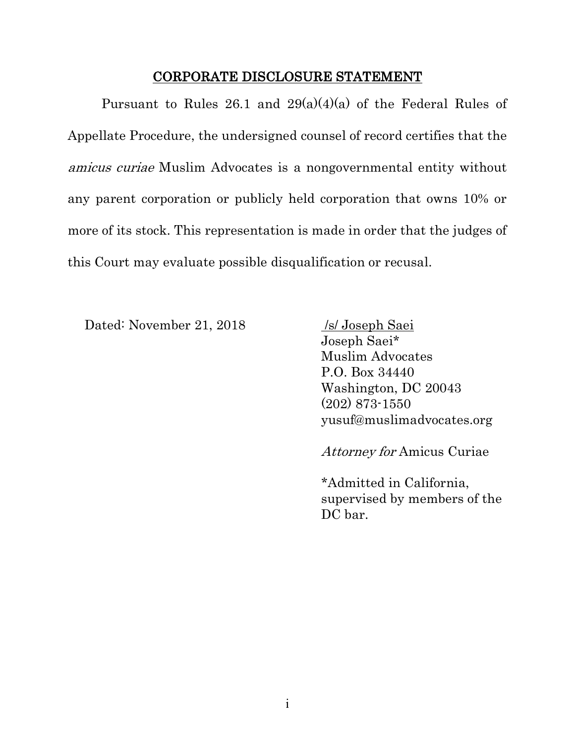## CORPORATE DISCLOSURE STATEMENT

Pursuant to Rules 26.1 and 29(a)(4)(a) of the Federal Rules of Appellate Procedure, the undersigned counsel of record certifies that the *amicus curiae* Muslim Advocates is a nongovernmental entity without any parent corporation or publicly held corporation that owns 10% or more of its stock. This representation is made in order that the judges of this Court may evaluate possible disqualification or recusal.

Dated: November 21, 2018

/s/ Joseph Saei
Joseph Saei*
Muslim Advocates
P.O. Box 34440
Washington, DC 20043
(202) 873-1550
yusuf@muslimadvocates.org

*Attorney for* Amicus Curiae

*Admitted in California, supervised by members of the DC bar.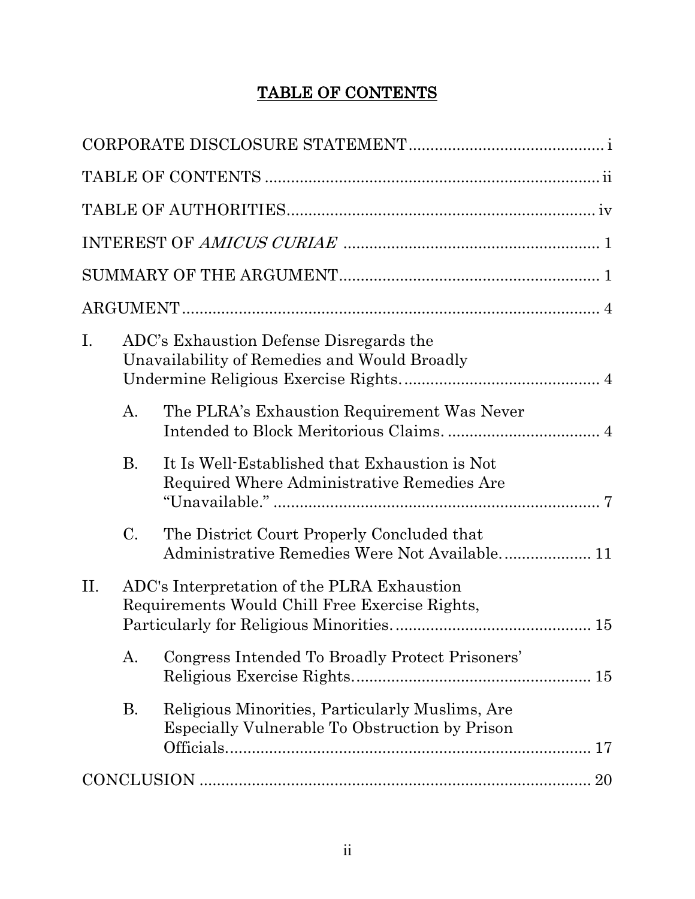# TABLE OF CONTENTS

CORPORATE DISCLOSURE STATEMENT ............................................ i

TABLE OF CONTENTS ............................................................................ ii

TABLE OF AUTHORITIES...................................................................... iv

INTEREST OF *AMICUS CURIAE* .......................................................... 1

SUMMARY OF THE ARGUMENT........................................................... 1

ARGUMENT ................................................................................................ 4

I. ADC's Exhaustion Defense Disregards the Unavailability of Remedies and Would Broadly Undermine Religious Exercise Rights. ............................................ 4

  A. The PLRA's Exhaustion Requirement Was Never Intended to Block Meritorious Claims. .................................. 4

  B. It Is Well-Established that Exhaustion is Not Required Where Administrative Remedies Are "Unavailable." ........................................................................... 7

  C. The District Court Properly Concluded that Administrative Remedies Were Not Available.................... 11

II. ADC's Interpretation of the PLRA Exhaustion Requirements Would Chill Free Exercise Rights, Particularly for Religious Minorities. ............................................ 15

  A. Congress Intended To Broadly Protect Prisoners' Religious Exercise Rights...................................................... 15

  B. Religious Minorities, Particularly Muslims, Are Especially Vulnerable To Obstruction by Prison Officials.................................................................................. 17

CONCLUSION .......................................................................................... 20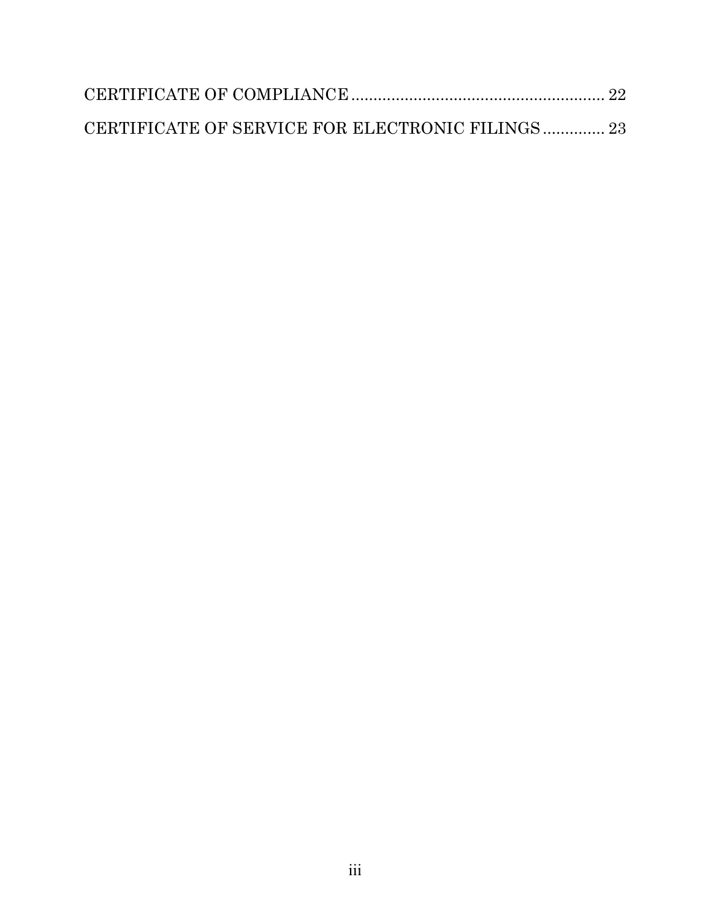CERTIFICATE OF COMPLIANCE ........................................................ 22

CERTIFICATE OF SERVICE FOR ELECTRONIC FILINGS ............. 23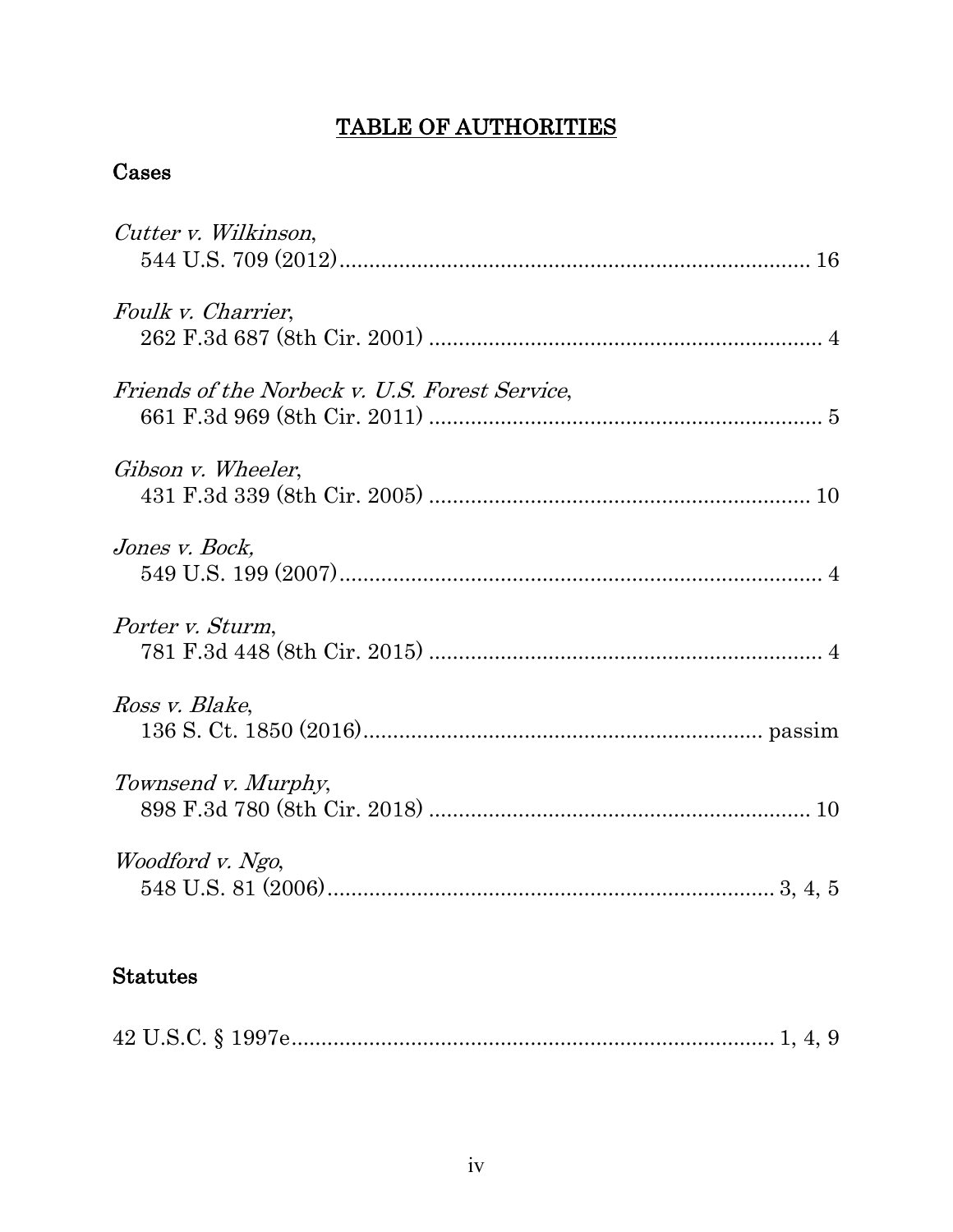# TABLE OF AUTHORITIES

## Cases

*Cutter v. Wilkinson*,
544 U.S. 709 (2012)............................................................................ 16

*Foulk v. Charrier*,
262 F.3d 687 (8th Cir. 2001) ................................................................ 4

*Friends of the Norbeck v. U.S. Forest Service*,
661 F.3d 969 (8th Cir. 2011) ................................................................ 5

*Gibson v. Wheeler*,
431 F.3d 339 (8th Cir. 2005) .............................................................. 10

*Jones v. Bock,*
549 U.S. 199 (2007).............................................................................. 4

*Porter v. Sturm*,
781 F.3d 448 (8th Cir. 2015) ................................................................ 4

*Ross v. Blake*,
136 S. Ct. 1850 (2016)................................................................ passim

*Townsend v. Murphy*,
898 F.3d 780 (8th Cir. 2018) .............................................................. 10

*Woodford v. Ngo*,
548 U.S. 81 (2006)........................................................................ 3, 4, 5

## Statutes

42 U.S.C. § 1997e............................................................................ 1, 4, 9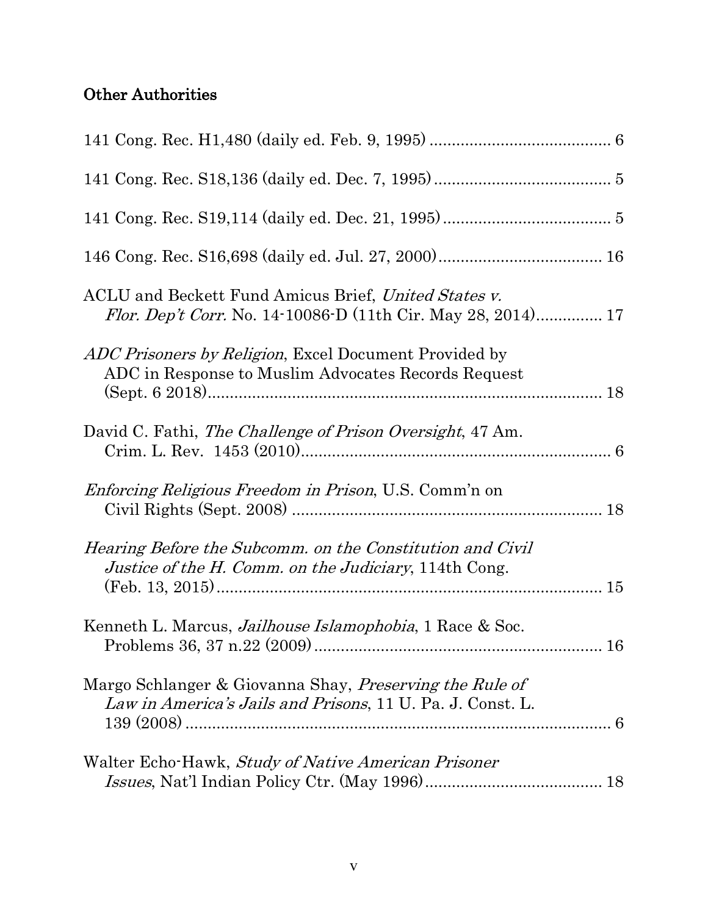## Other Authorities

141 Cong. Rec. H1,480 (daily ed. Feb. 9, 1995) ........................................ 6

141 Cong. Rec. S18,136 (daily ed. Dec. 7, 1995) ....................................... 5

141 Cong. Rec. S19,114 (daily ed. Dec. 21, 1995) ..................................... 5

146 Cong. Rec. S16,698 (daily ed. Jul. 27, 2000) .................................... 16

ACLU and Beckett Fund Amicus Brief, *United States v. Flor. Dep't Corr.* No. 14-10086-D (11th Cir. May 28, 2014).............. 17

*ADC Prisoners by Religion*, Excel Document Provided by ADC in Response to Muslim Advocates Records Request (Sept. 6 2018)........................................................................................ 18

David C. Fathi, *The Challenge of Prison Oversight*, 47 Am. Crim. L. Rev. 1453 (2010)...................................................................... 6

*Enforcing Religious Freedom in Prison*, U.S. Comm'n on Civil Rights (Sept. 2008) ...................................................................... 18

*Hearing Before the Subcomm. on the Constitution and Civil Justice of the H. Comm. on the Judiciary*, 114th Cong. (Feb. 13, 2015)........................................................................................ 15

Kenneth L. Marcus, *Jailhouse Islamophobia*, 1 Race & Soc. Problems 36, 37 n.22 (2009)................................................................. 16

Margo Schlanger & Giovanna Shay, *Preserving the Rule of Law in America's Jails and Prisons*, 11 U. Pa. J. Const. L. 139 (2008) .................................................................................... 6

Walter Echo-Hawk, *Study of Native American Prisoner Issues*, Nat'l Indian Policy Ctr. (May 1996)....................................... 18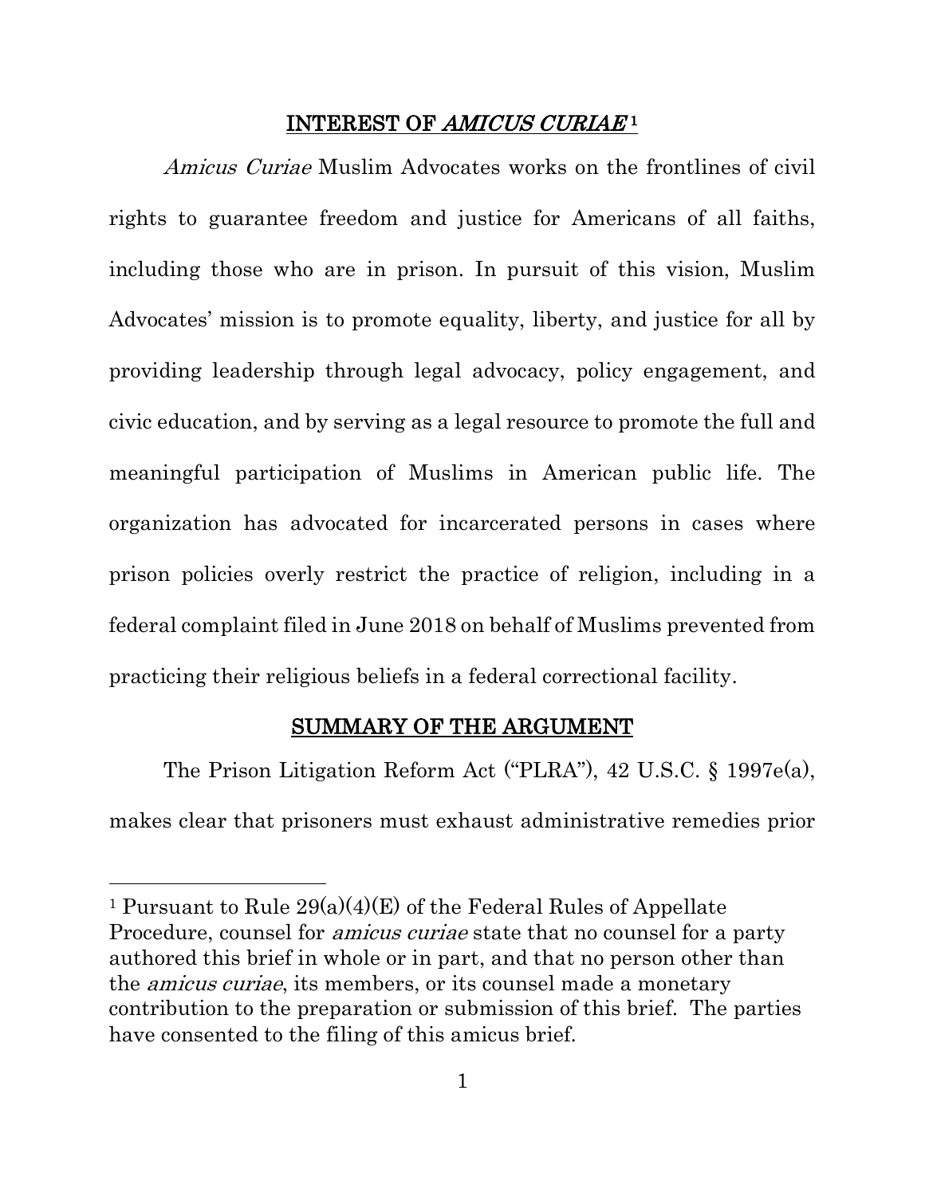## INTEREST OF *AMICUS CURIAE* [1]

*Amicus Curiae* Muslim Advocates works on the frontlines of civil rights to guarantee freedom and justice for Americans of all faiths, including those who are in prison. In pursuit of this vision, Muslim Advocates' mission is to promote equality, liberty, and justice for all by providing leadership through legal advocacy, policy engagement, and civic education, and by serving as a legal resource to promote the full and meaningful participation of Muslims in American public life. The organization has advocated for incarcerated persons in cases where prison policies overly restrict the practice of religion, including in a federal complaint filed in June 2018 on behalf of Muslims prevented from practicing their religious beliefs in a federal correctional facility.

## SUMMARY OF THE ARGUMENT

The Prison Litigation Reform Act ("PLRA"), 42 U.S.C. § 1997e(a), makes clear that prisoners must exhaust administrative remedies prior

---

[1] Pursuant to Rule 29(a)(4)(E) of the Federal Rules of Appellate Procedure, counsel for *amicus curiae* state that no counsel for a party authored this brief in whole or in part, and that no person other than the *amicus curiae*, its members, or its counsel made a monetary contribution to the preparation or submission of this brief. The parties have consented to the filing of this amicus brief.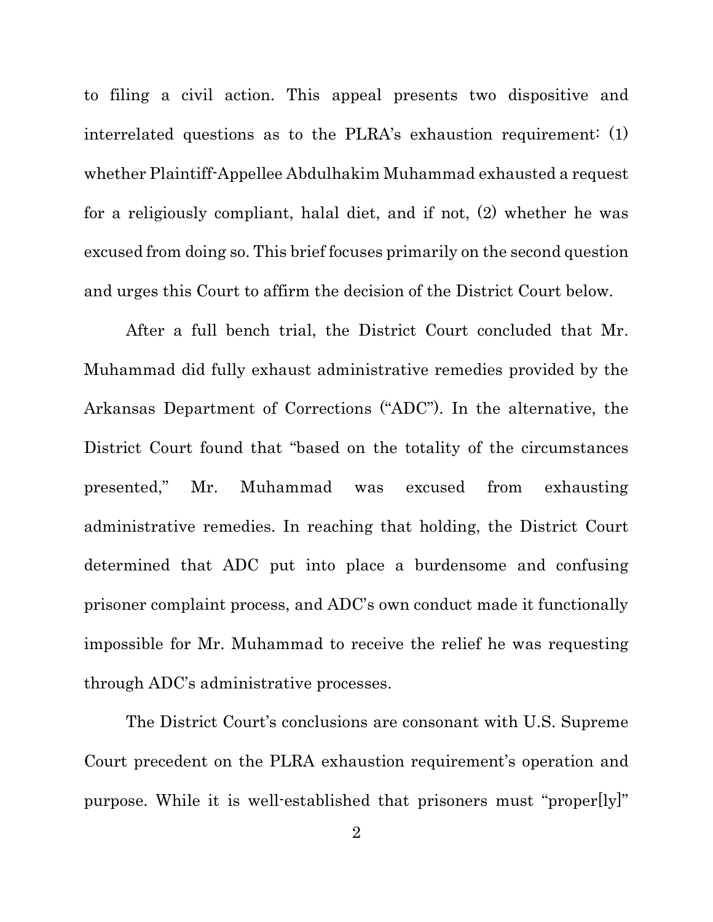to filing a civil action. This appeal presents two dispositive and interrelated questions as to the PLRA's exhaustion requirement: (1) whether Plaintiff-Appellee Abdulhakim Muhammad exhausted a request for a religiously compliant, halal diet, and if not, (2) whether he was excused from doing so. This brief focuses primarily on the second question and urges this Court to affirm the decision of the District Court below.

After a full bench trial, the District Court concluded that Mr. Muhammad did fully exhaust administrative remedies provided by the Arkansas Department of Corrections ("ADC"). In the alternative, the District Court found that "based on the totality of the circumstances presented," Mr. Muhammad was excused from exhausting administrative remedies. In reaching that holding, the District Court determined that ADC put into place a burdensome and confusing prisoner complaint process, and ADC's own conduct made it functionally impossible for Mr. Muhammad to receive the relief he was requesting through ADC's administrative processes.

The District Court's conclusions are consonant with U.S. Supreme Court precedent on the PLRA exhaustion requirement's operation and purpose. While it is well-established that prisoners must "proper[ly]"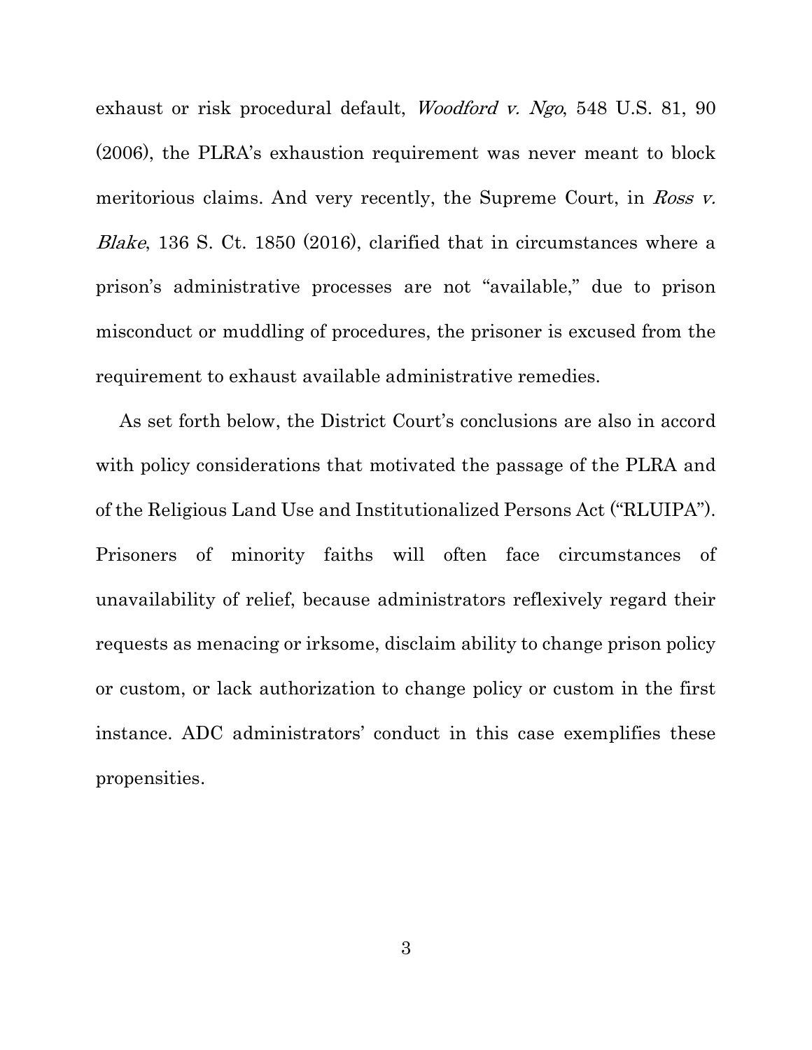exhaust or risk procedural default, *Woodford v. Ngo*, 548 U.S. 81, 90 (2006), the PLRA's exhaustion requirement was never meant to block meritorious claims. And very recently, the Supreme Court, in *Ross v. Blake*, 136 S. Ct. 1850 (2016), clarified that in circumstances where a prison's administrative processes are not "available," due to prison misconduct or muddling of procedures, the prisoner is excused from the requirement to exhaust available administrative remedies.

As set forth below, the District Court's conclusions are also in accord with policy considerations that motivated the passage of the PLRA and of the Religious Land Use and Institutionalized Persons Act ("RLUIPA"). Prisoners of minority faiths will often face circumstances of unavailability of relief, because administrators reflexively regard their requests as menacing or irksome, disclaim ability to change prison policy or custom, or lack authorization to change policy or custom in the first instance. ADC administrators' conduct in this case exemplifies these propensities.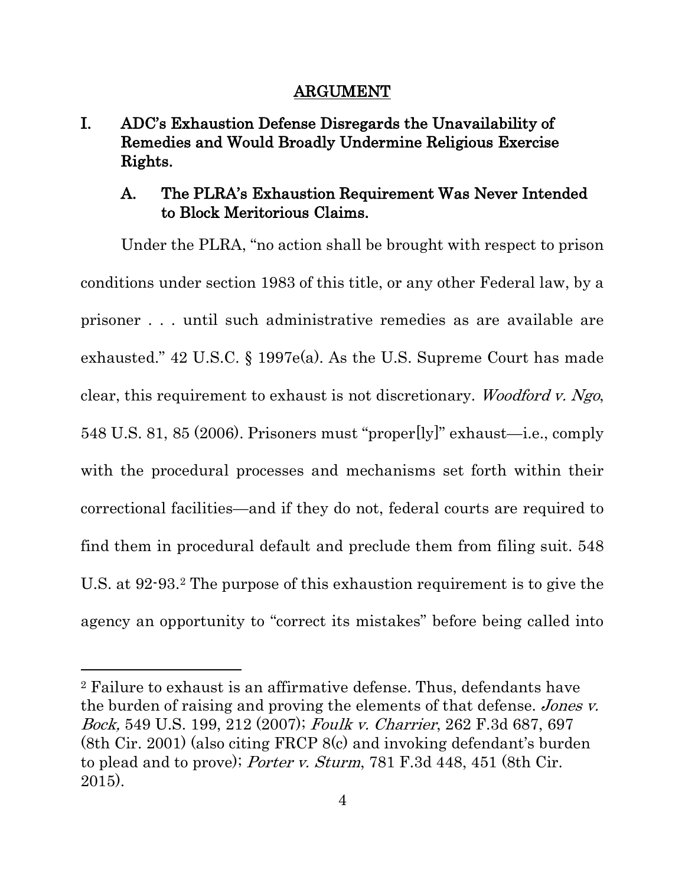## ARGUMENT

### I. ADC's Exhaustion Defense Disregards the Unavailability of Remedies and Would Broadly Undermine Religious Exercise Rights.

#### A. The PLRA's Exhaustion Requirement Was Never Intended to Block Meritorious Claims.

Under the PLRA, "no action shall be brought with respect to prison conditions under section 1983 of this title, or any other Federal law, by a prisoner . . . until such administrative remedies as are available are exhausted." 42 U.S.C. § 1997e(a). As the U.S. Supreme Court has made clear, this requirement to exhaust is not discretionary. *Woodford v. Ngo*, 548 U.S. 81, 85 (2006). Prisoners must "proper[ly]" exhaust—i.e., comply with the procedural processes and mechanisms set forth within their correctional facilities—and if they do not, federal courts are required to find them in procedural default and preclude them from filing suit. 548 U.S. at 92-93.[2] The purpose of this exhaustion requirement is to give the agency an opportunity to "correct its mistakes" before being called into

---

[2] Failure to exhaust is an affirmative defense. Thus, defendants have the burden of raising and proving the elements of that defense. *Jones v. Bock,* 549 U.S. 199, 212 (2007); *Foulk v. Charrier*, 262 F.3d 687, 697 (8th Cir. 2001) (also citing FRCP 8(c) and invoking defendant's burden to plead and to prove); *Porter v. Sturm*, 781 F.3d 448, 451 (8th Cir. 2015).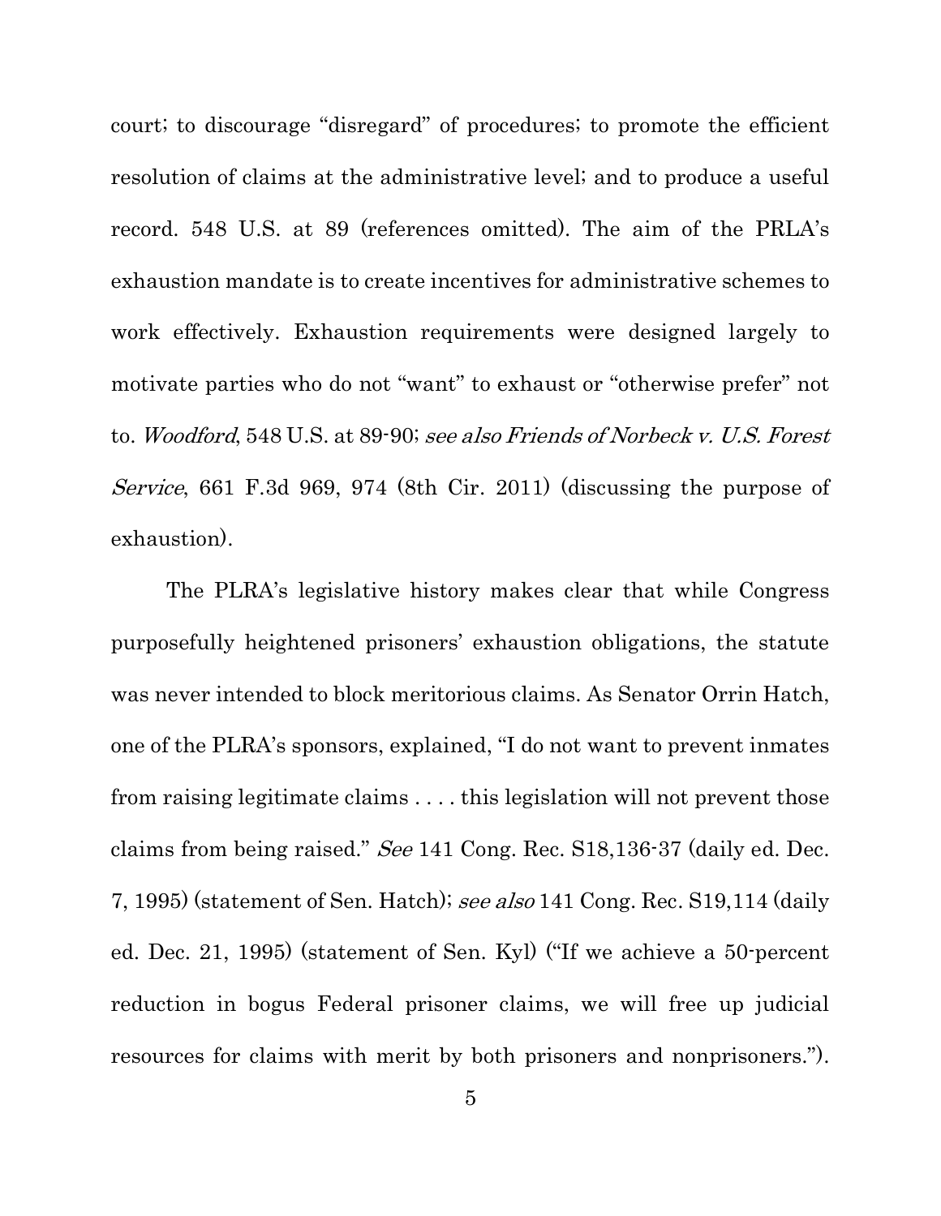court; to discourage "disregard" of procedures; to promote the efficient resolution of claims at the administrative level; and to produce a useful record. 548 U.S. at 89 (references omitted). The aim of the PRLA's exhaustion mandate is to create incentives for administrative schemes to work effectively. Exhaustion requirements were designed largely to motivate parties who do not "want" to exhaust or "otherwise prefer" not to. *Woodford*, 548 U.S. at 89-90; *see also Friends of Norbeck v. U.S. Forest Service*, 661 F.3d 969, 974 (8th Cir. 2011) (discussing the purpose of exhaustion).

The PLRA's legislative history makes clear that while Congress purposefully heightened prisoners' exhaustion obligations, the statute was never intended to block meritorious claims. As Senator Orrin Hatch, one of the PLRA's sponsors, explained, "I do not want to prevent inmates from raising legitimate claims . . . . this legislation will not prevent those claims from being raised." *See* 141 Cong. Rec. S18,136-37 (daily ed. Dec. 7, 1995) (statement of Sen. Hatch); *see also* 141 Cong. Rec. S19,114 (daily ed. Dec. 21, 1995) (statement of Sen. Kyl) ("If we achieve a 50-percent reduction in bogus Federal prisoner claims, we will free up judicial resources for claims with merit by both prisoners and nonprisoners.").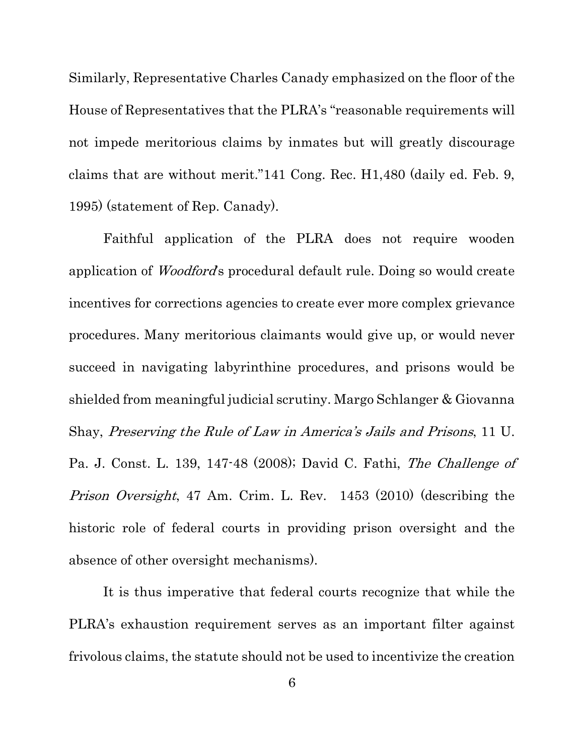Similarly, Representative Charles Canady emphasized on the floor of the House of Representatives that the PLRA's "reasonable requirements will not impede meritorious claims by inmates but will greatly discourage claims that are without merit."141 Cong. Rec. H1,480 (daily ed. Feb. 9, 1995) (statement of Rep. Canady).

Faithful application of the PLRA does not require wooden application of *Woodford*'s procedural default rule. Doing so would create incentives for corrections agencies to create ever more complex grievance procedures. Many meritorious claimants would give up, or would never succeed in navigating labyrinthine procedures, and prisons would be shielded from meaningful judicial scrutiny. Margo Schlanger & Giovanna Shay, *Preserving the Rule of Law in America's Jails and Prisons*, 11 U. Pa. J. Const. L. 139, 147-48 (2008); David C. Fathi, *The Challenge of Prison Oversight*, 47 Am. Crim. L. Rev. 1453 (2010) (describing the historic role of federal courts in providing prison oversight and the absence of other oversight mechanisms).

It is thus imperative that federal courts recognize that while the PLRA's exhaustion requirement serves as an important filter against frivolous claims, the statute should not be used to incentivize the creation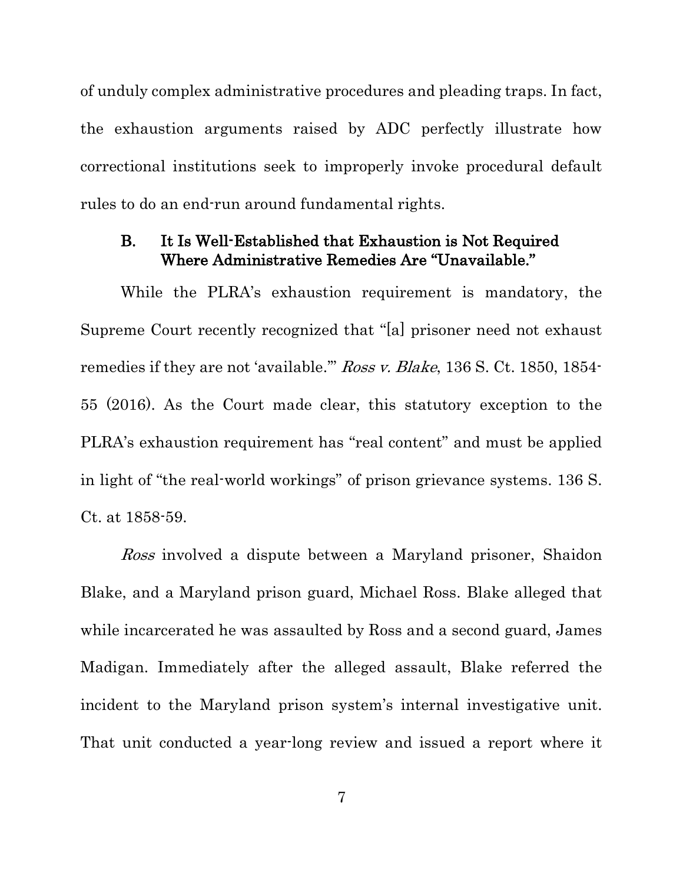of unduly complex administrative procedures and pleading traps. In fact, the exhaustion arguments raised by ADC perfectly illustrate how correctional institutions seek to improperly invoke procedural default rules to do an end-run around fundamental rights.

### B. It Is Well-Established that Exhaustion is Not Required Where Administrative Remedies Are "Unavailable."

While the PLRA's exhaustion requirement is mandatory, the Supreme Court recently recognized that "[a] prisoner need not exhaust remedies if they are not 'available.'" *Ross v. Blake*, 136 S. Ct. 1850, 1854-55 (2016). As the Court made clear, this statutory exception to the PLRA's exhaustion requirement has "real content" and must be applied in light of "the real-world workings" of prison grievance systems. 136 S. Ct. at 1858-59.

*Ross* involved a dispute between a Maryland prisoner, Shaidon Blake, and a Maryland prison guard, Michael Ross. Blake alleged that while incarcerated he was assaulted by Ross and a second guard, James Madigan. Immediately after the alleged assault, Blake referred the incident to the Maryland prison system's internal investigative unit. That unit conducted a year-long review and issued a report where it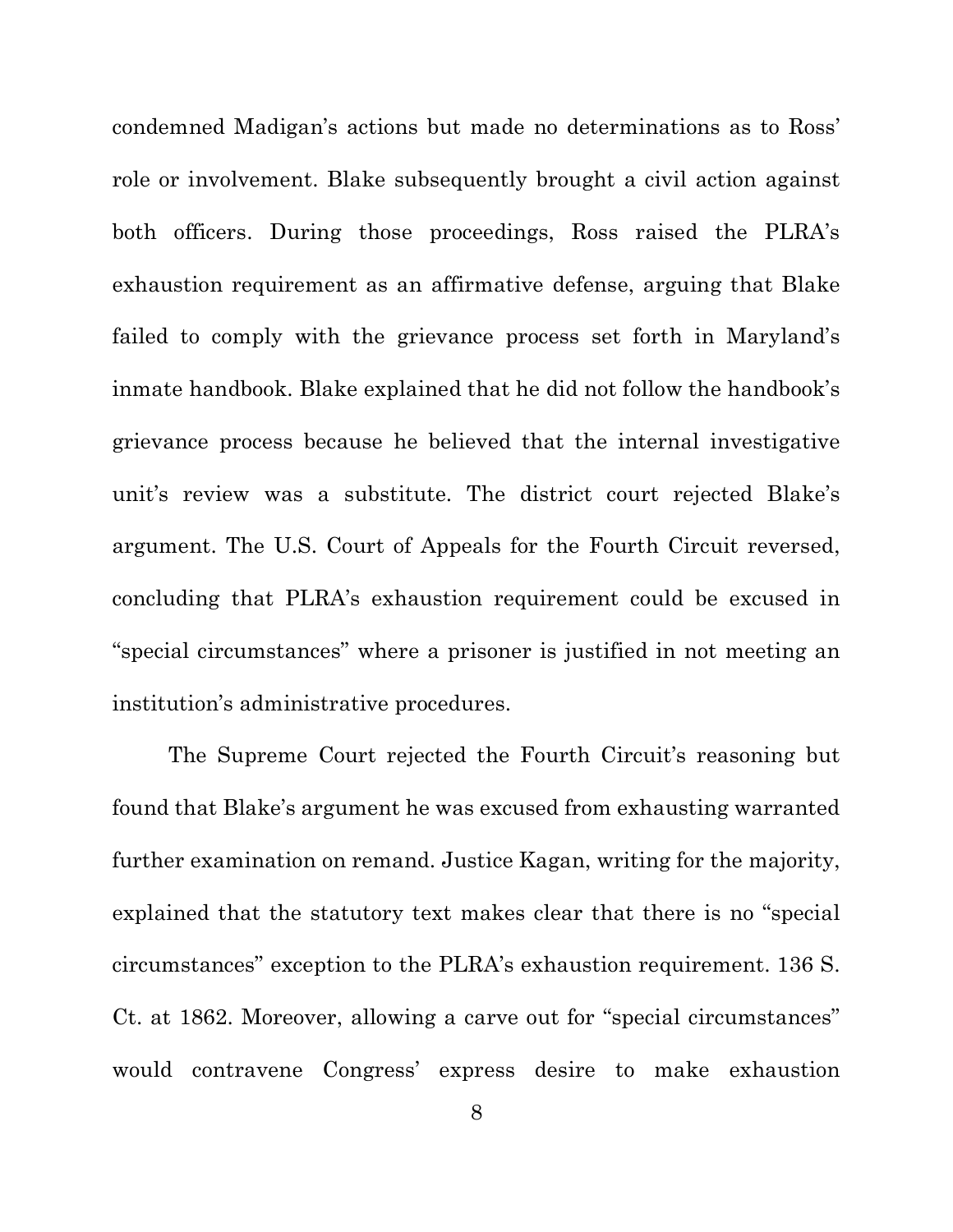condemned Madigan's actions but made no determinations as to Ross' role or involvement. Blake subsequently brought a civil action against both officers. During those proceedings, Ross raised the PLRA's exhaustion requirement as an affirmative defense, arguing that Blake failed to comply with the grievance process set forth in Maryland's inmate handbook. Blake explained that he did not follow the handbook's grievance process because he believed that the internal investigative unit's review was a substitute. The district court rejected Blake's argument. The U.S. Court of Appeals for the Fourth Circuit reversed, concluding that PLRA's exhaustion requirement could be excused in "special circumstances" where a prisoner is justified in not meeting an institution's administrative procedures.

The Supreme Court rejected the Fourth Circuit's reasoning but found that Blake's argument he was excused from exhausting warranted further examination on remand. Justice Kagan, writing for the majority, explained that the statutory text makes clear that there is no "special circumstances" exception to the PLRA's exhaustion requirement. 136 S. Ct. at 1862. Moreover, allowing a carve out for "special circumstances" would contravene Congress' express desire to make exhaustion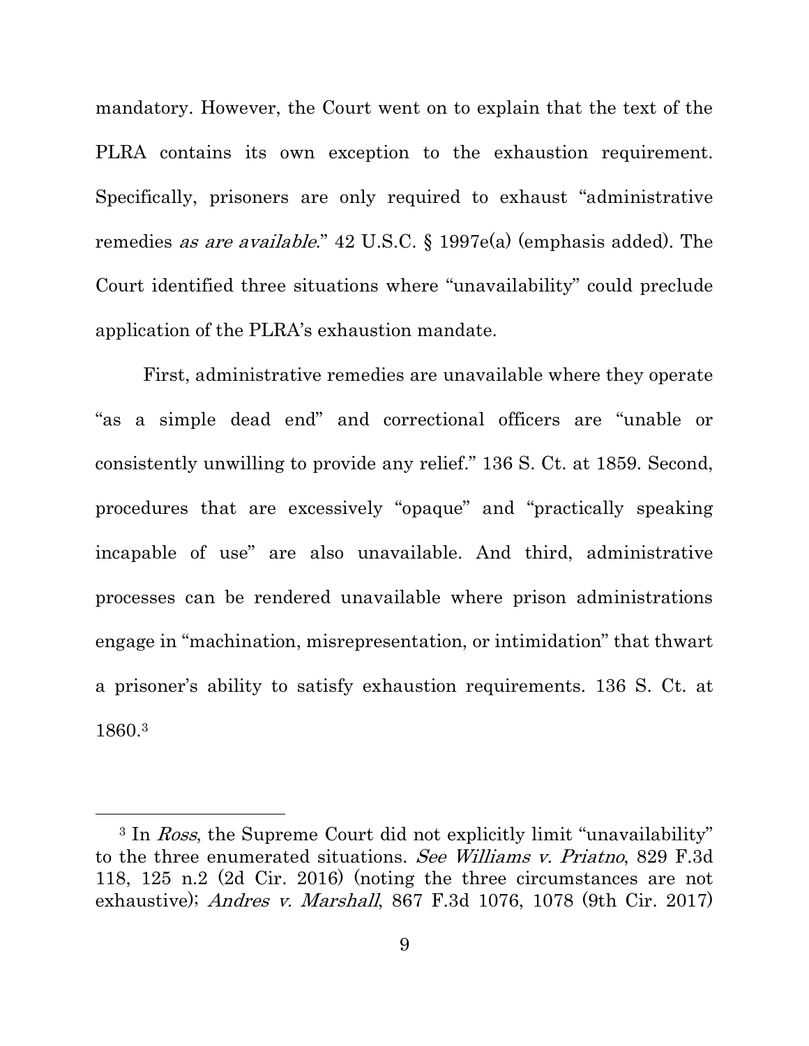mandatory. However, the Court went on to explain that the text of the PLRA contains its own exception to the exhaustion requirement. Specifically, prisoners are only required to exhaust "administrative remedies *as are available*." 42 U.S.C. § 1997e(a) (emphasis added). The Court identified three situations where "unavailability" could preclude application of the PLRA's exhaustion mandate.

First, administrative remedies are unavailable where they operate "as a simple dead end" and correctional officers are "unable or consistently unwilling to provide any relief." 136 S. Ct. at 1859. Second, procedures that are excessively "opaque" and "practically speaking incapable of use" are also unavailable. And third, administrative processes can be rendered unavailable where prison administrations engage in "machination, misrepresentation, or intimidation" that thwart a prisoner's ability to satisfy exhaustion requirements. 136 S. Ct. at 1860.[3]

---

[3] In *Ross*, the Supreme Court did not explicitly limit "unavailability" to the three enumerated situations. *See Williams v. Priatno*, 829 F.3d 118, 125 n.2 (2d Cir. 2016) (noting the three circumstances are not exhaustive); *Andres v. Marshall*, 867 F.3d 1076, 1078 (9th Cir. 2017)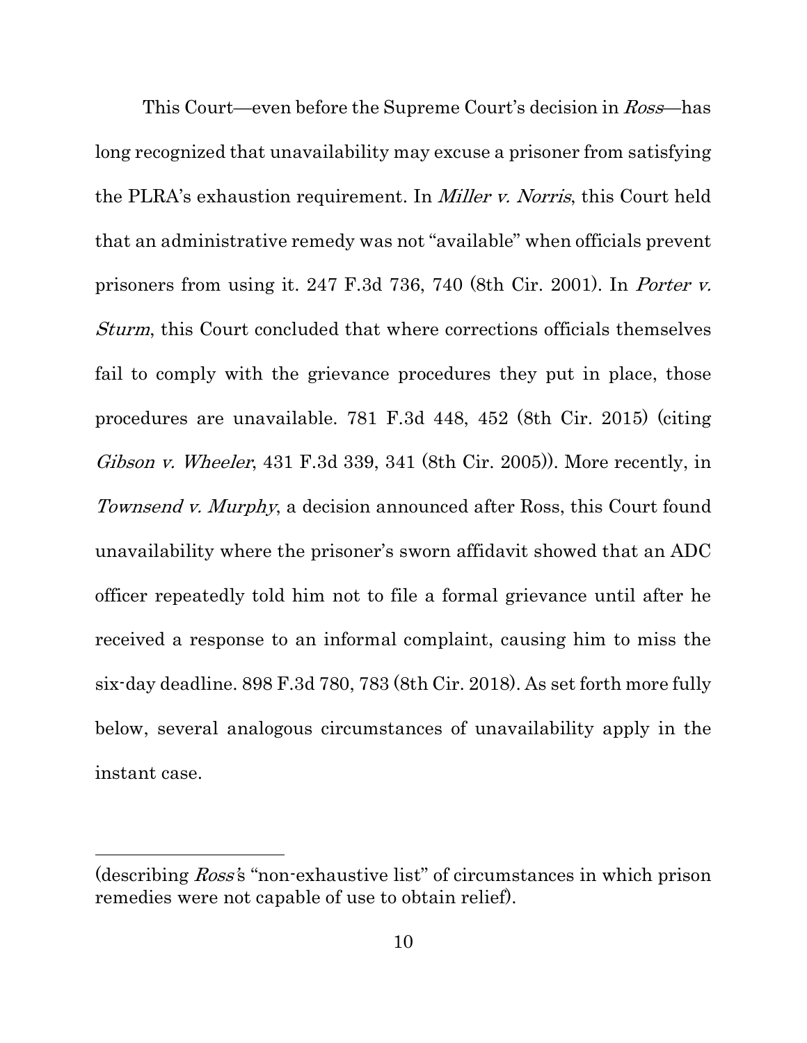This Court—even before the Supreme Court's decision in *Ross*—has long recognized that unavailability may excuse a prisoner from satisfying the PLRA's exhaustion requirement. In *Miller v. Norris*, this Court held that an administrative remedy was not "available" when officials prevent prisoners from using it. 247 F.3d 736, 740 (8th Cir. 2001). In *Porter v. Sturm*, this Court concluded that where corrections officials themselves fail to comply with the grievance procedures they put in place, those procedures are unavailable. 781 F.3d 448, 452 (8th Cir. 2015) (citing *Gibson v. Wheeler*, 431 F.3d 339, 341 (8th Cir. 2005)). More recently, in *Townsend v. Murphy*, a decision announced after Ross, this Court found unavailability where the prisoner's sworn affidavit showed that an ADC officer repeatedly told him not to file a formal grievance until after he received a response to an informal complaint, causing him to miss the six-day deadline. 898 F.3d 780, 783 (8th Cir. 2018). As set forth more fully below, several analogous circumstances of unavailability apply in the instant case.

---

(describing *Ross*'s "non-exhaustive list" of circumstances in which prison remedies were not capable of use to obtain relief).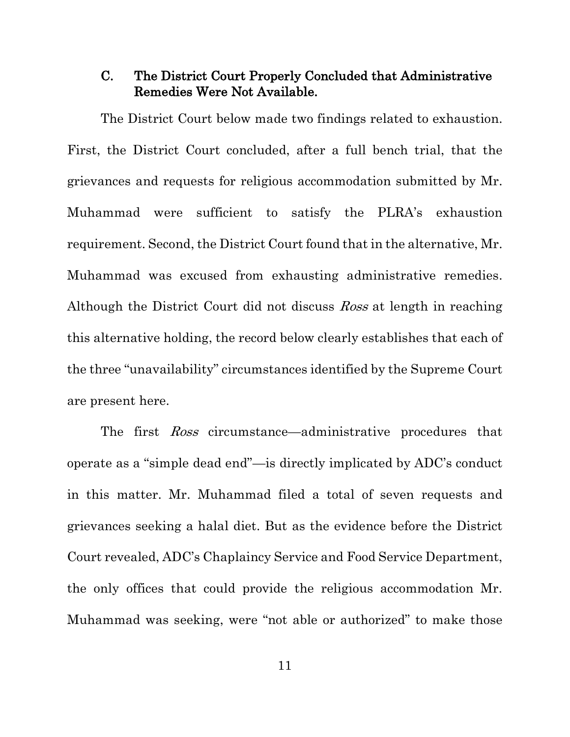### C. The District Court Properly Concluded that Administrative Remedies Were Not Available.

The District Court below made two findings related to exhaustion. First, the District Court concluded, after a full bench trial, that the grievances and requests for religious accommodation submitted by Mr. Muhammad were sufficient to satisfy the PLRA's exhaustion requirement. Second, the District Court found that in the alternative, Mr. Muhammad was excused from exhausting administrative remedies. Although the District Court did not discuss *Ross* at length in reaching this alternative holding, the record below clearly establishes that each of the three "unavailability" circumstances identified by the Supreme Court are present here.

The first *Ross* circumstance—administrative procedures that operate as a "simple dead end"—is directly implicated by ADC's conduct in this matter. Mr. Muhammad filed a total of seven requests and grievances seeking a halal diet. But as the evidence before the District Court revealed, ADC's Chaplaincy Service and Food Service Department, the only offices that could provide the religious accommodation Mr. Muhammad was seeking, were "not able or authorized" to make those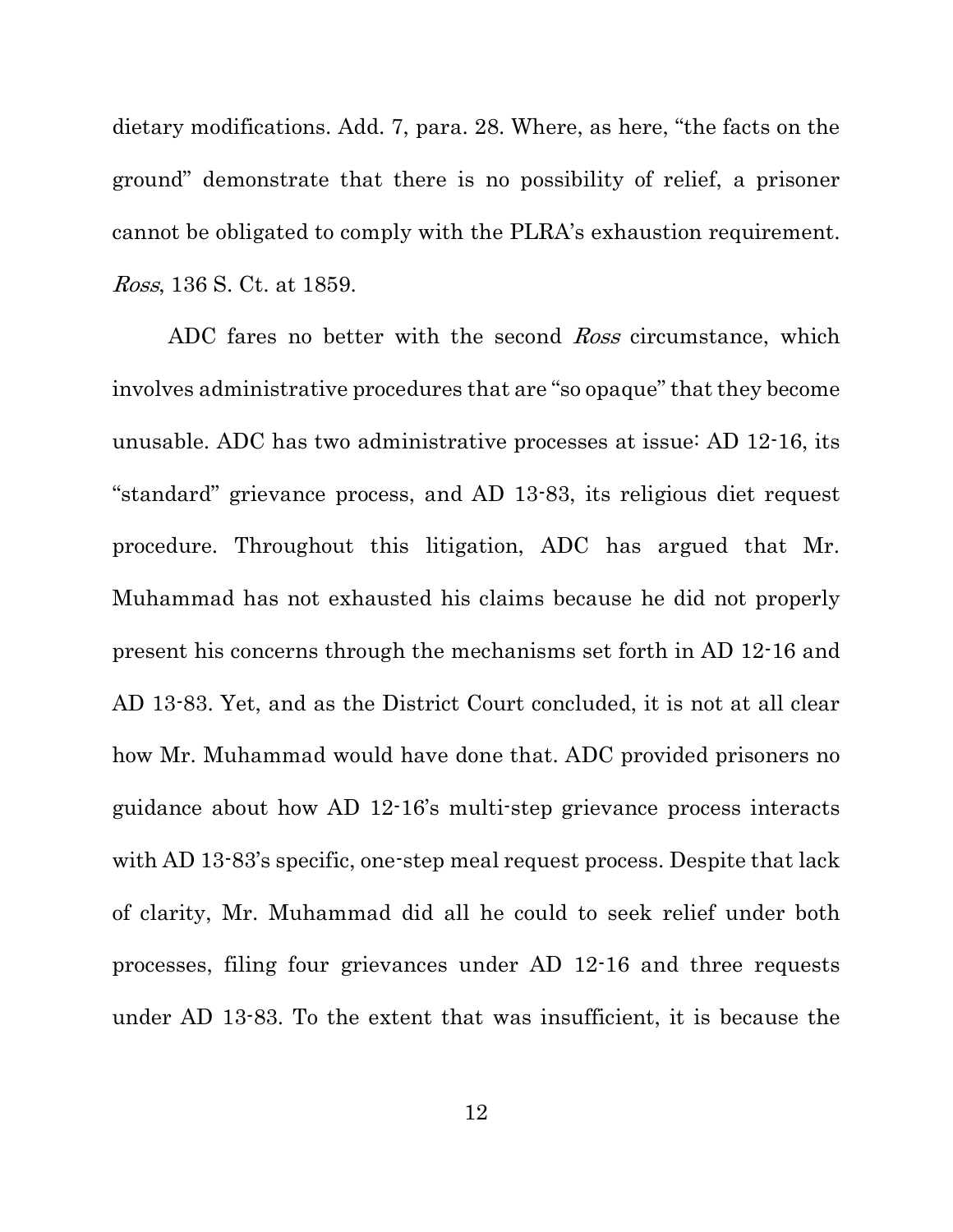dietary modifications. Add. 7, para. 28. Where, as here, "the facts on the ground" demonstrate that there is no possibility of relief, a prisoner cannot be obligated to comply with the PLRA's exhaustion requirement. *Ross*, 136 S. Ct. at 1859.

ADC fares no better with the second *Ross* circumstance, which involves administrative procedures that are "so opaque" that they become unusable. ADC has two administrative processes at issue: AD 12-16, its "standard" grievance process, and AD 13-83, its religious diet request procedure. Throughout this litigation, ADC has argued that Mr. Muhammad has not exhausted his claims because he did not properly present his concerns through the mechanisms set forth in AD 12-16 and AD 13-83. Yet, and as the District Court concluded, it is not at all clear how Mr. Muhammad would have done that. ADC provided prisoners no guidance about how AD 12-16's multi-step grievance process interacts with AD 13-83's specific, one-step meal request process. Despite that lack of clarity, Mr. Muhammad did all he could to seek relief under both processes, filing four grievances under AD 12-16 and three requests under AD 13-83. To the extent that was insufficient, it is because the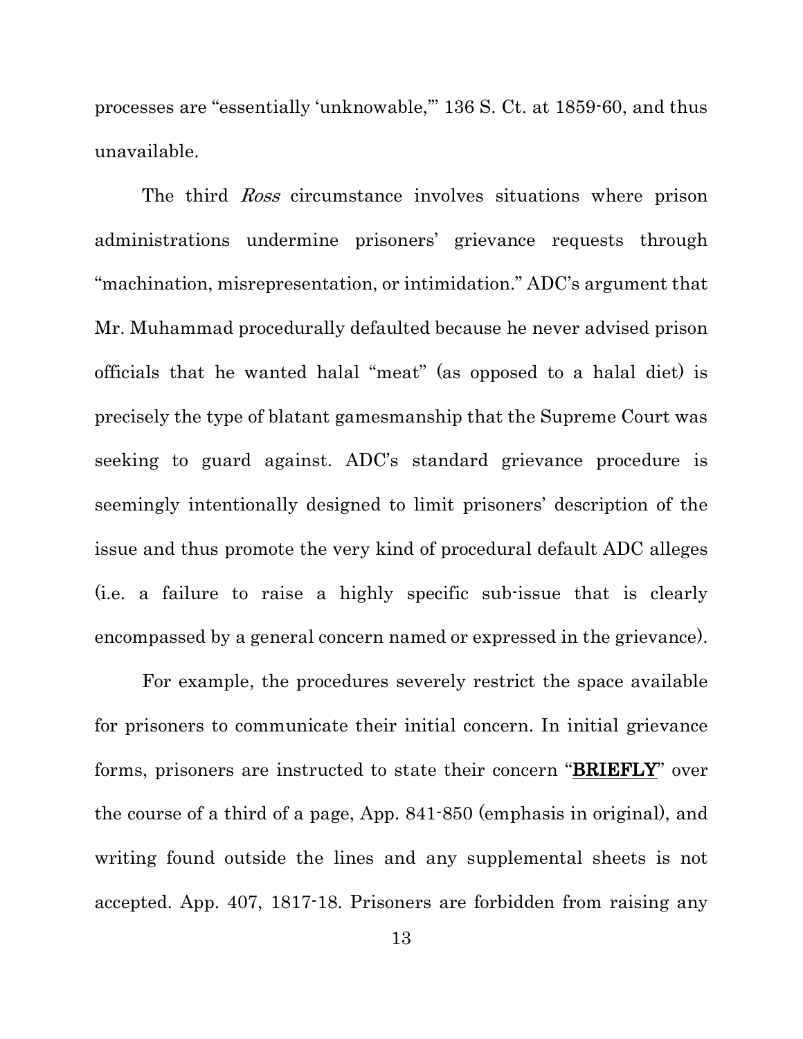processes are "essentially 'unknowable,'" 136 S. Ct. at 1859-60, and thus unavailable.

The third *Ross* circumstance involves situations where prison administrations undermine prisoners' grievance requests through "machination, misrepresentation, or intimidation." ADC's argument that Mr. Muhammad procedurally defaulted because he never advised prison officials that he wanted halal "meat" (as opposed to a halal diet) is precisely the type of blatant gamesmanship that the Supreme Court was seeking to guard against. ADC's standard grievance procedure is seemingly intentionally designed to limit prisoners' description of the issue and thus promote the very kind of procedural default ADC alleges (i.e. a failure to raise a highly specific sub-issue that is clearly encompassed by a general concern named or expressed in the grievance).

For example, the procedures severely restrict the space available for prisoners to communicate their initial concern. In initial grievance forms, prisoners are instructed to state their concern "**BRIEFLY**" over the course of a third of a page, App. 841-850 (emphasis in original), and writing found outside the lines and any supplemental sheets is not accepted. App. 407, 1817-18. Prisoners are forbidden from raising any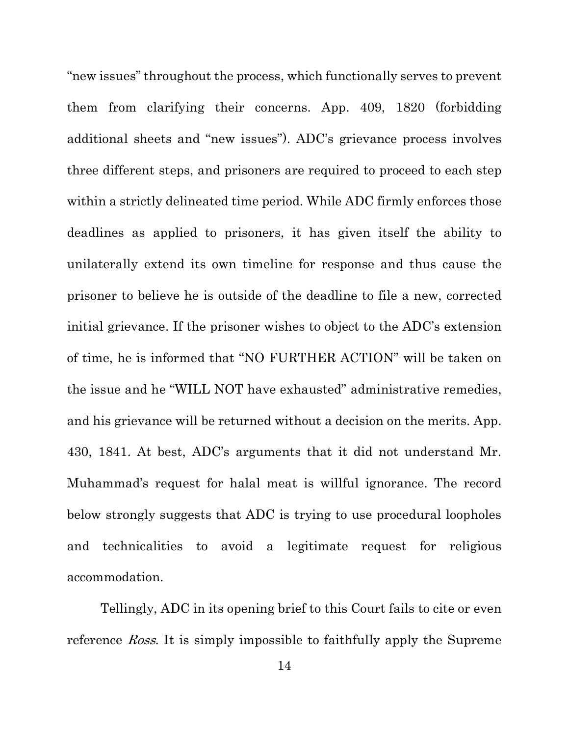"new issues" throughout the process, which functionally serves to prevent them from clarifying their concerns. App. 409, 1820 (forbidding additional sheets and "new issues"). ADC's grievance process involves three different steps, and prisoners are required to proceed to each step within a strictly delineated time period. While ADC firmly enforces those deadlines as applied to prisoners, it has given itself the ability to unilaterally extend its own timeline for response and thus cause the prisoner to believe he is outside of the deadline to file a new, corrected initial grievance. If the prisoner wishes to object to the ADC's extension of time, he is informed that "NO FURTHER ACTION" will be taken on the issue and he "WILL NOT have exhausted" administrative remedies, and his grievance will be returned without a decision on the merits. App. 430, 1841. At best, ADC's arguments that it did not understand Mr. Muhammad's request for halal meat is willful ignorance. The record below strongly suggests that ADC is trying to use procedural loopholes and technicalities to avoid a legitimate request for religious accommodation.

Tellingly, ADC in its opening brief to this Court fails to cite or even reference *Ross*. It is simply impossible to faithfully apply the Supreme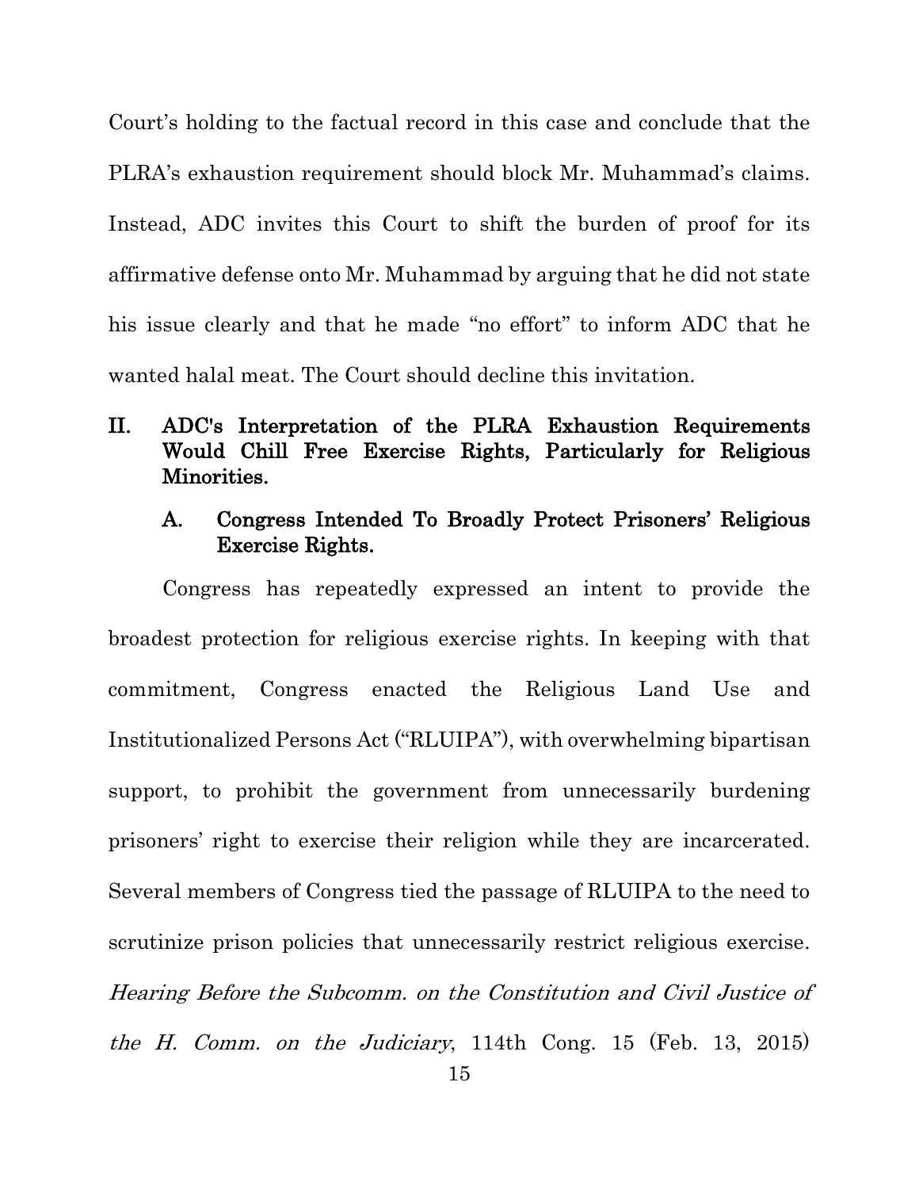Court's holding to the factual record in this case and conclude that the PLRA's exhaustion requirement should block Mr. Muhammad's claims. Instead, ADC invites this Court to shift the burden of proof for its affirmative defense onto Mr. Muhammad by arguing that he did not state his issue clearly and that he made "no effort" to inform ADC that he wanted halal meat. The Court should decline this invitation.

## II. ADC's Interpretation of the PLRA Exhaustion Requirements Would Chill Free Exercise Rights, Particularly for Religious Minorities.

### A. Congress Intended To Broadly Protect Prisoners' Religious Exercise Rights.

Congress has repeatedly expressed an intent to provide the broadest protection for religious exercise rights. In keeping with that commitment, Congress enacted the Religious Land Use and Institutionalized Persons Act ("RLUIPA"), with overwhelming bipartisan support, to prohibit the government from unnecessarily burdening prisoners' right to exercise their religion while they are incarcerated. Several members of Congress tied the passage of RLUIPA to the need to scrutinize prison policies that unnecessarily restrict religious exercise. *Hearing Before the Subcomm. on the Constitution and Civil Justice of the H. Comm. on the Judiciary*, 114th Cong. 15 (Feb. 13, 2015)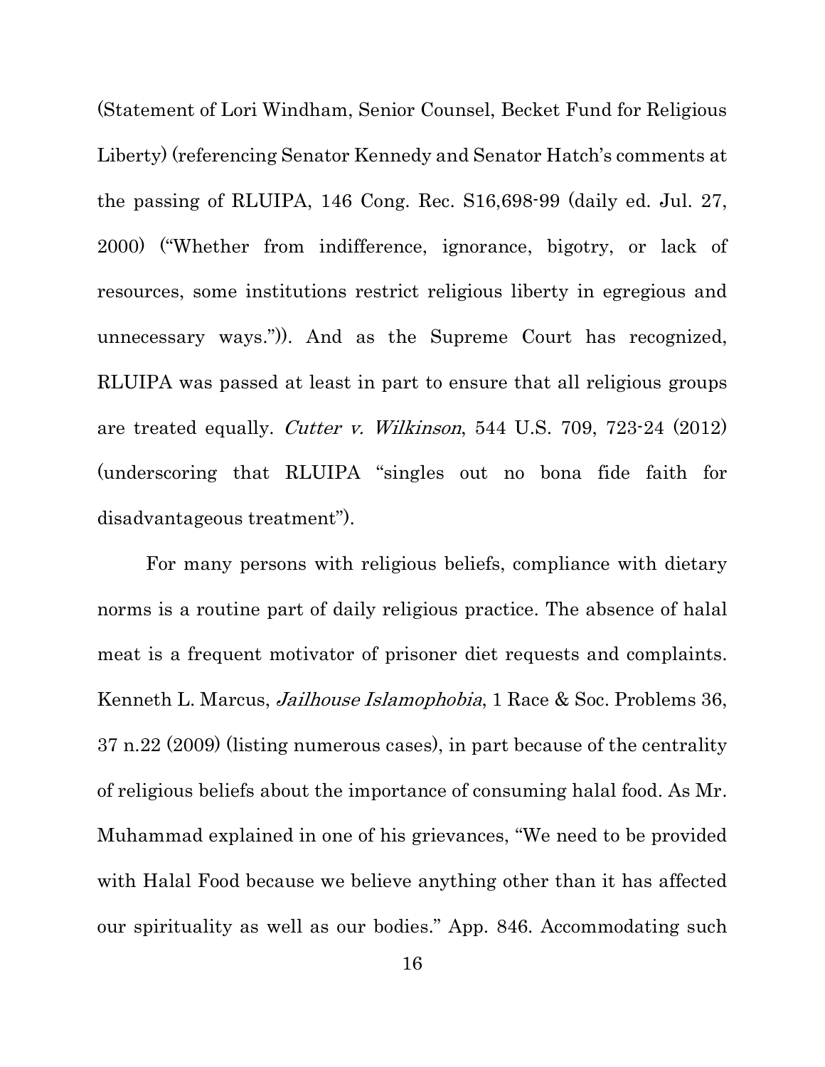(Statement of Lori Windham, Senior Counsel, Becket Fund for Religious Liberty) (referencing Senator Kennedy and Senator Hatch's comments at the passing of RLUIPA, 146 Cong. Rec. S16,698-99 (daily ed. Jul. 27, 2000) ("Whether from indifference, ignorance, bigotry, or lack of resources, some institutions restrict religious liberty in egregious and unnecessary ways.")). And as the Supreme Court has recognized, RLUIPA was passed at least in part to ensure that all religious groups are treated equally. *Cutter v. Wilkinson*, 544 U.S. 709, 723-24 (2012) (underscoring that RLUIPA "singles out no bona fide faith for disadvantageous treatment").

For many persons with religious beliefs, compliance with dietary norms is a routine part of daily religious practice. The absence of halal meat is a frequent motivator of prisoner diet requests and complaints. Kenneth L. Marcus, *Jailhouse Islamophobia*, 1 Race & Soc. Problems 36, 37 n.22 (2009) (listing numerous cases), in part because of the centrality of religious beliefs about the importance of consuming halal food. As Mr. Muhammad explained in one of his grievances, "We need to be provided with Halal Food because we believe anything other than it has affected our spirituality as well as our bodies." App. 846. Accommodating such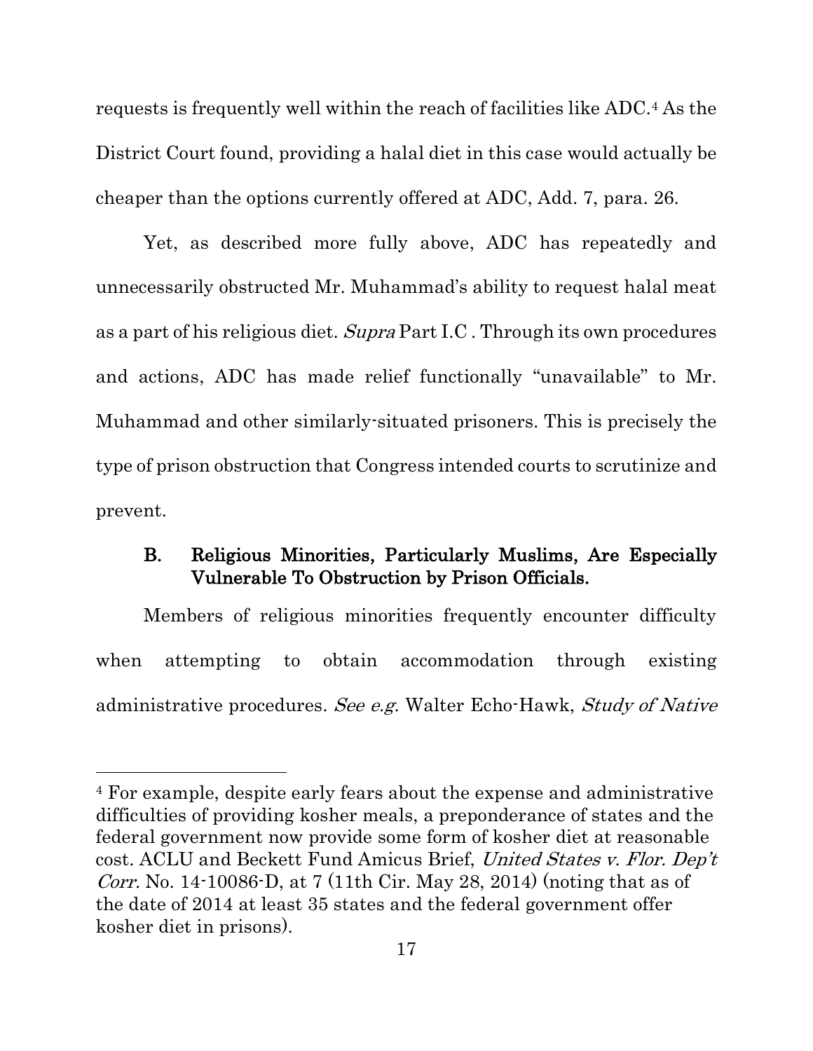requests is frequently well within the reach of facilities like ADC.[4] As the District Court found, providing a halal diet in this case would actually be cheaper than the options currently offered at ADC, Add. 7, para. 26.

Yet, as described more fully above, ADC has repeatedly and unnecessarily obstructed Mr. Muhammad's ability to request halal meat as a part of his religious diet. *Supra* Part I.C . Through its own procedures and actions, ADC has made relief functionally "unavailable" to Mr. Muhammad and other similarly-situated prisoners. This is precisely the type of prison obstruction that Congress intended courts to scrutinize and prevent.

### B. Religious Minorities, Particularly Muslims, Are Especially Vulnerable To Obstruction by Prison Officials.

Members of religious minorities frequently encounter difficulty when attempting to obtain accommodation through existing administrative procedures. *See e.g.* Walter Echo-Hawk, *Study of Native*

---

[4] For example, despite early fears about the expense and administrative difficulties of providing kosher meals, a preponderance of states and the federal government now provide some form of kosher diet at reasonable cost. ACLU and Beckett Fund Amicus Brief, *United States v. Flor. Dep't Corr.* No. 14-10086-D, at 7 (11th Cir. May 28, 2014) (noting that as of the date of 2014 at least 35 states and the federal government offer kosher diet in prisons).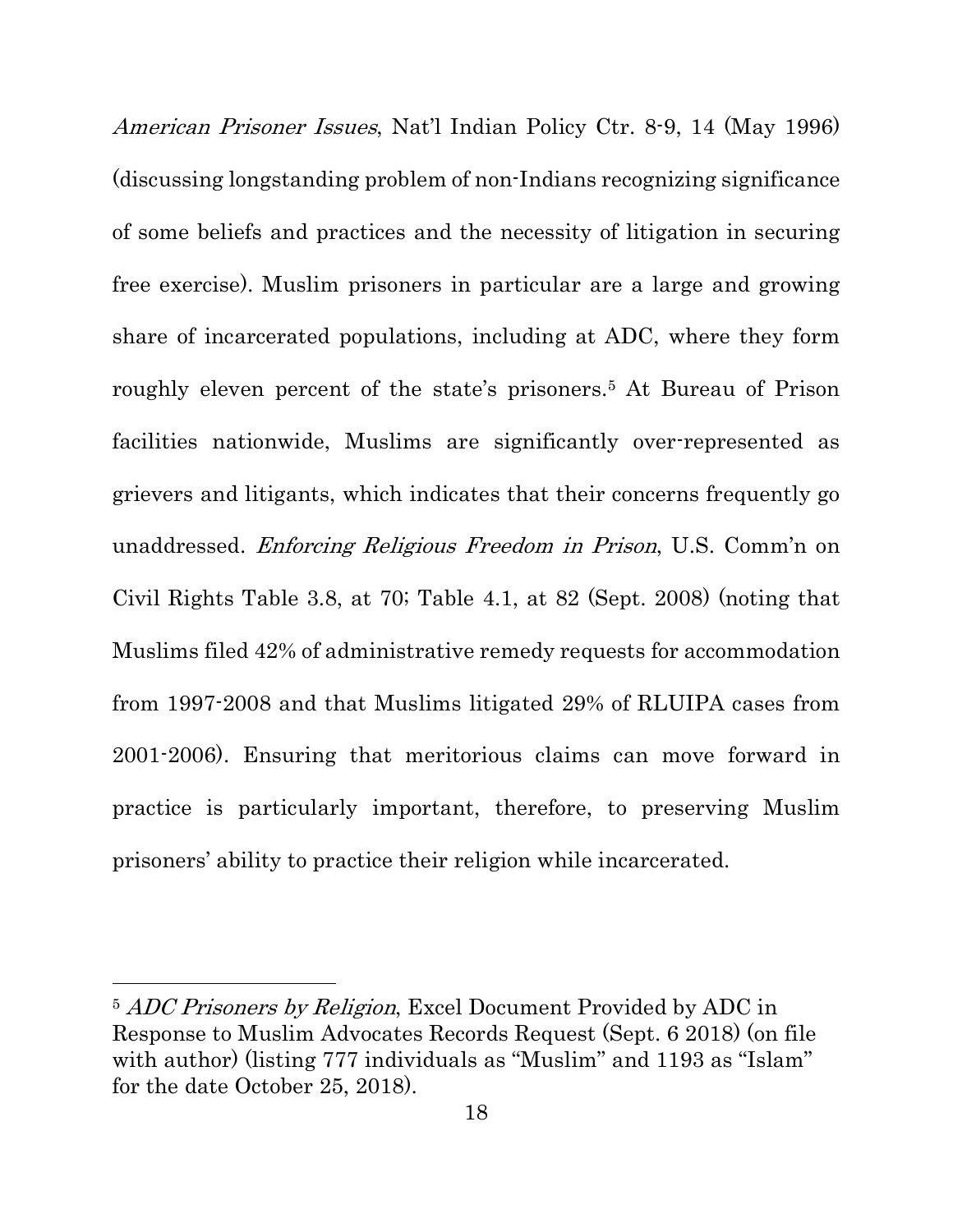*American Prisoner Issues*, Nat'l Indian Policy Ctr. 8-9, 14 (May 1996) (discussing longstanding problem of non-Indians recognizing significance of some beliefs and practices and the necessity of litigation in securing free exercise). Muslim prisoners in particular are a large and growing share of incarcerated populations, including at ADC, where they form roughly eleven percent of the state's prisoners.[5] At Bureau of Prison facilities nationwide, Muslims are significantly over-represented as grievers and litigants, which indicates that their concerns frequently go unaddressed. *Enforcing Religious Freedom in Prison*, U.S. Comm'n on Civil Rights Table 3.8, at 70; Table 4.1, at 82 (Sept. 2008) (noting that Muslims filed 42% of administrative remedy requests for accommodation from 1997-2008 and that Muslims litigated 29% of RLUIPA cases from 2001-2006). Ensuring that meritorious claims can move forward in practice is particularly important, therefore, to preserving Muslim prisoners' ability to practice their religion while incarcerated.

---

[5] *ADC Prisoners by Religion*, Excel Document Provided by ADC in Response to Muslim Advocates Records Request (Sept. 6 2018) (on file with author) (listing 777 individuals as "Muslim" and 1193 as "Islam" for the date October 25, 2018).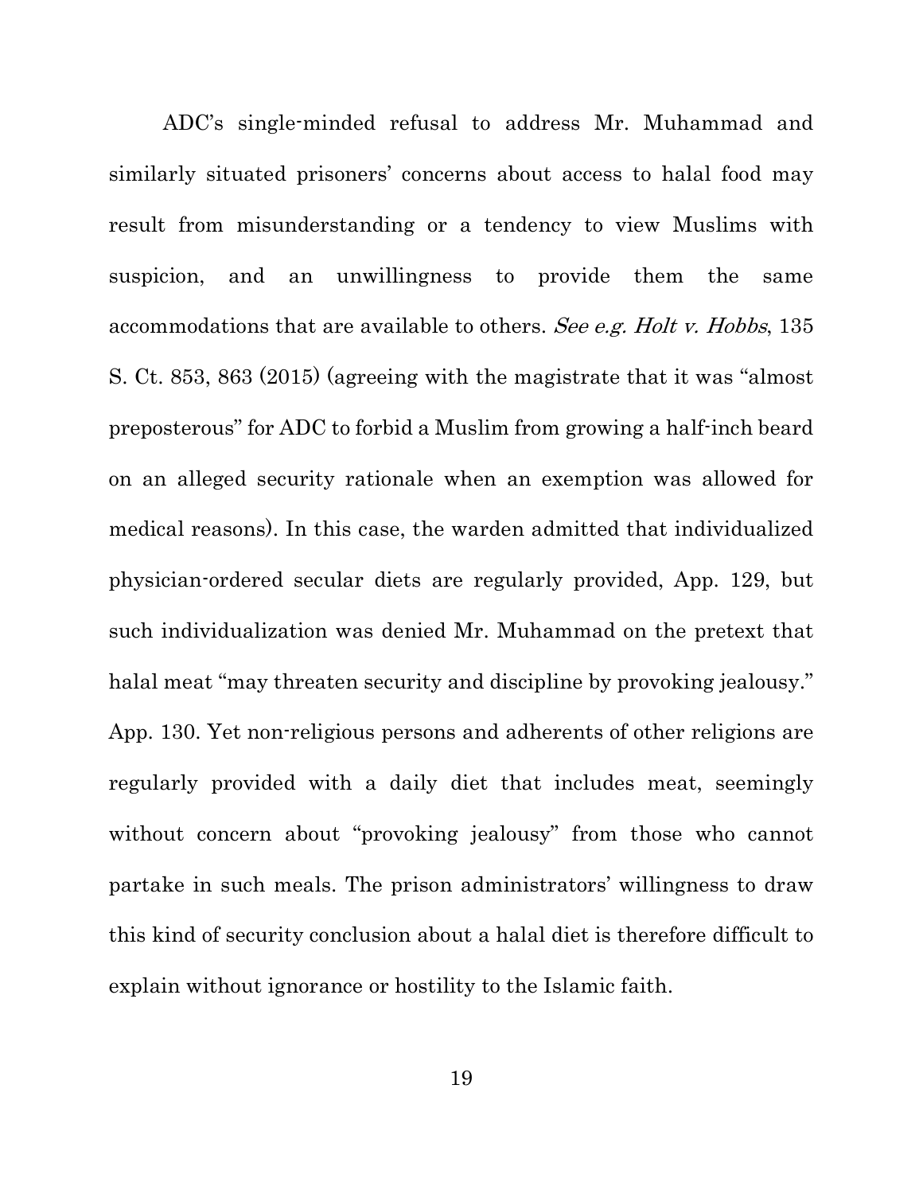ADC's single-minded refusal to address Mr. Muhammad and similarly situated prisoners' concerns about access to halal food may result from misunderstanding or a tendency to view Muslims with suspicion, and an unwillingness to provide them the same accommodations that are available to others. *See e.g. Holt v. Hobbs*, 135 S. Ct. 853, 863 (2015) (agreeing with the magistrate that it was "almost preposterous" for ADC to forbid a Muslim from growing a half-inch beard on an alleged security rationale when an exemption was allowed for medical reasons). In this case, the warden admitted that individualized physician-ordered secular diets are regularly provided, App. 129, but such individualization was denied Mr. Muhammad on the pretext that halal meat "may threaten security and discipline by provoking jealousy." App. 130. Yet non-religious persons and adherents of other religions are regularly provided with a daily diet that includes meat, seemingly without concern about "provoking jealousy" from those who cannot partake in such meals. The prison administrators' willingness to draw this kind of security conclusion about a halal diet is therefore difficult to explain without ignorance or hostility to the Islamic faith.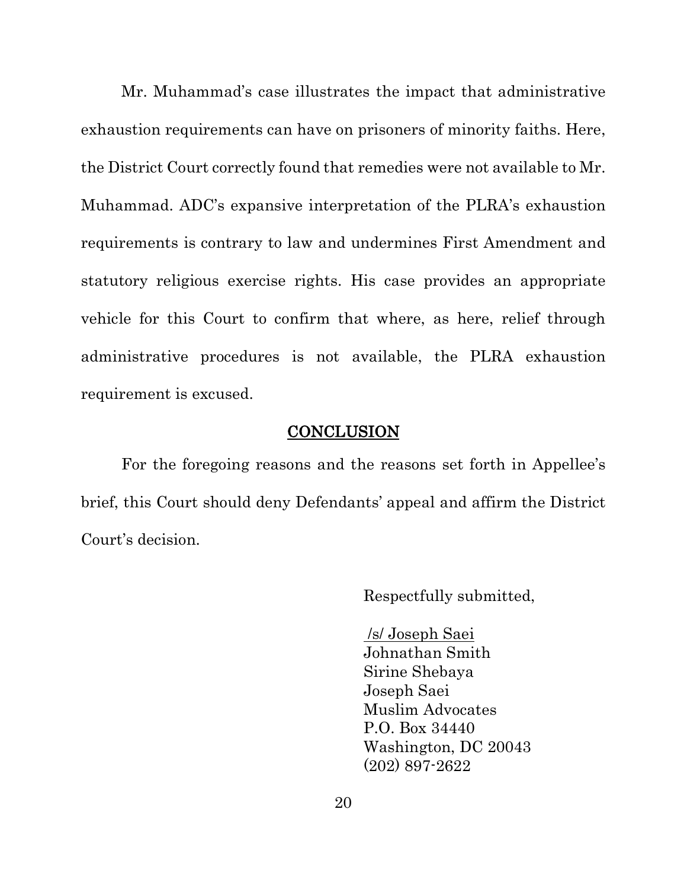Mr. Muhammad's case illustrates the impact that administrative exhaustion requirements can have on prisoners of minority faiths. Here, the District Court correctly found that remedies were not available to Mr. Muhammad. ADC's expansive interpretation of the PLRA's exhaustion requirements is contrary to law and undermines First Amendment and statutory religious exercise rights. His case provides an appropriate vehicle for this Court to confirm that where, as here, relief through administrative procedures is not available, the PLRA exhaustion requirement is excused.

## CONCLUSION

For the foregoing reasons and the reasons set forth in Appellee's brief, this Court should deny Defendants' appeal and affirm the District Court's decision.

Respectfully submitted,

/s/ Joseph Saei
Johnathan Smith
Sirine Shebaya
Joseph Saei
Muslim Advocates
P.O. Box 34440
Washington, DC 20043
(202) 897-2622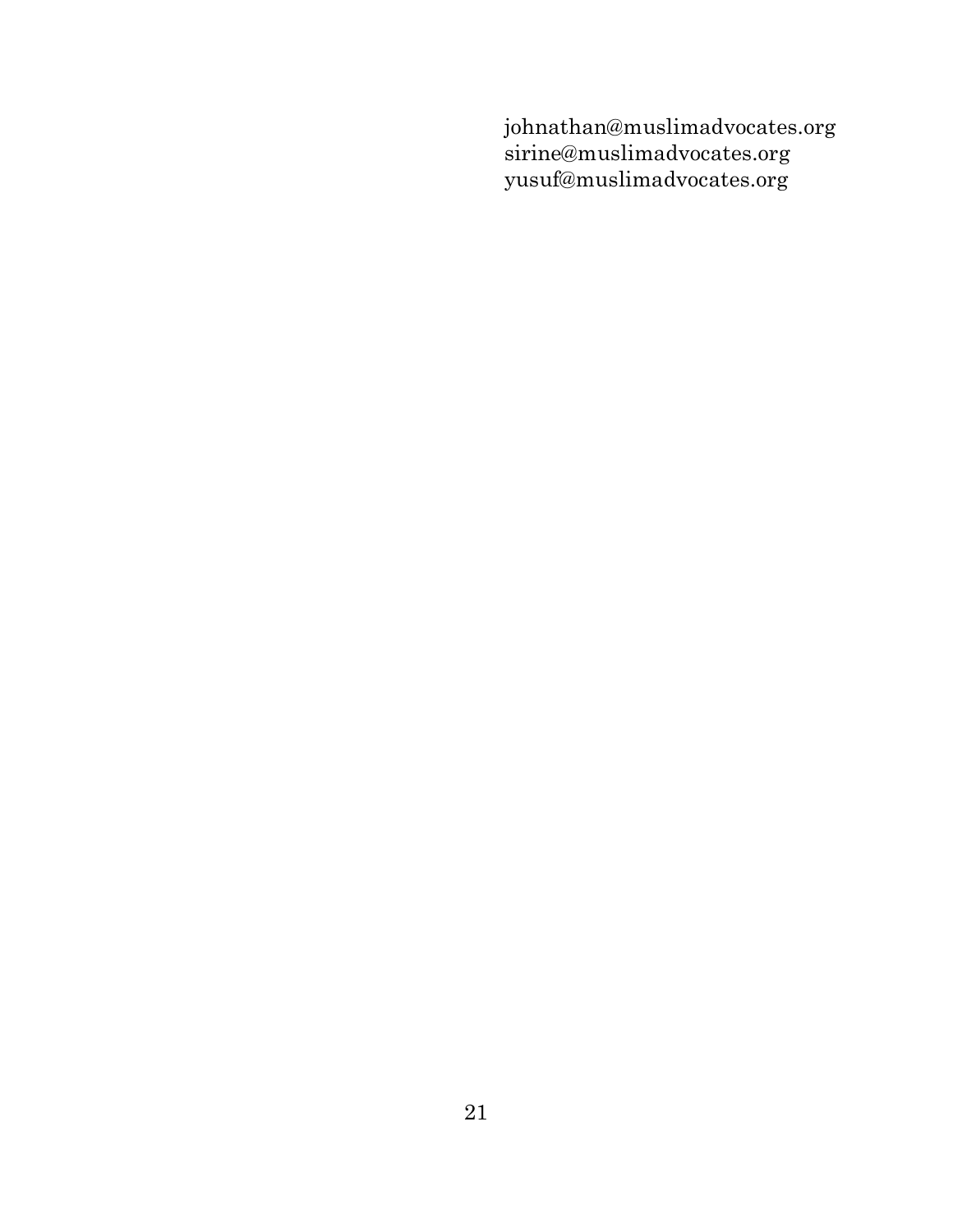johnathan@muslimadvocates.org
sirine@muslimadvocates.org
yusuf@muslimadvocates.org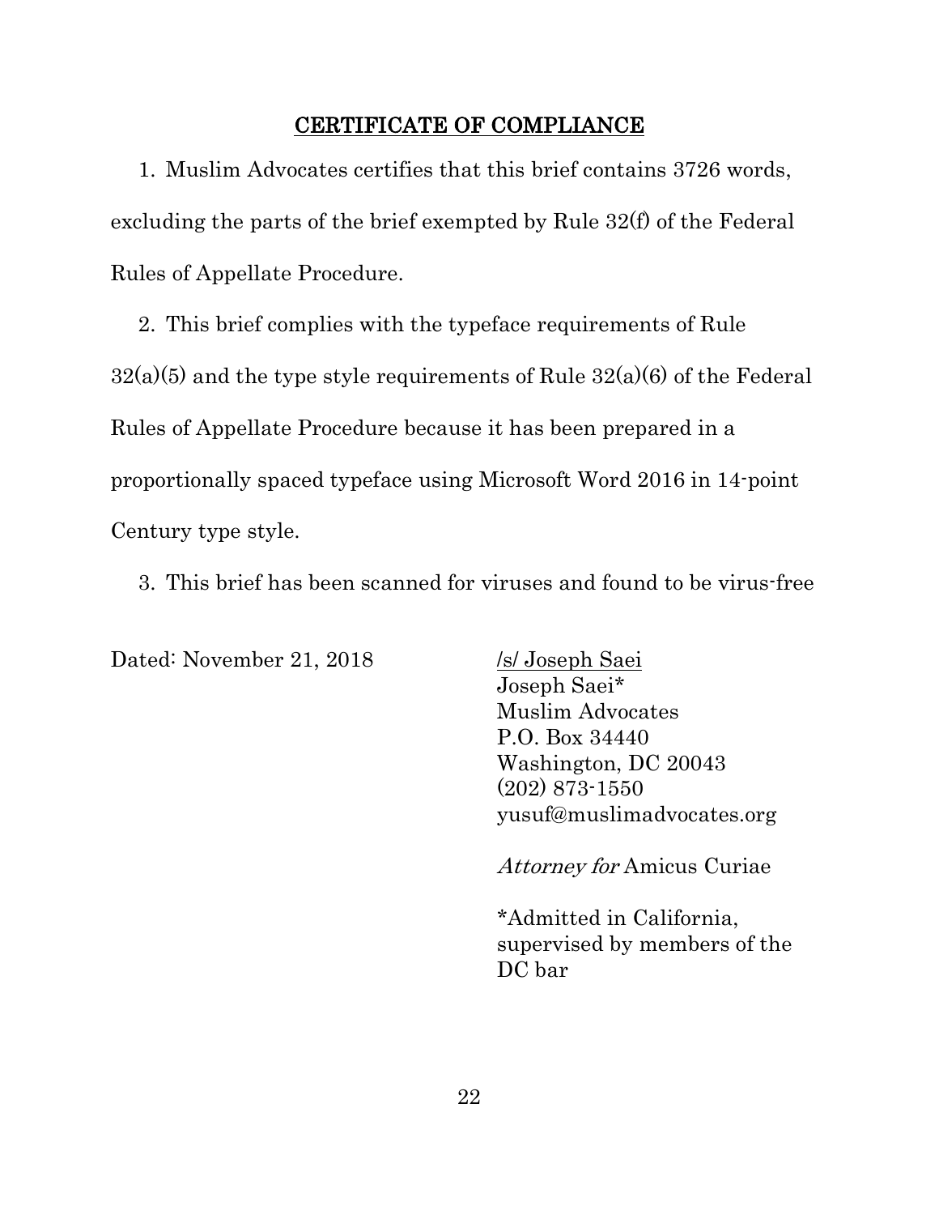## CERTIFICATE OF COMPLIANCE

1. Muslim Advocates certifies that this brief contains 3726 words, excluding the parts of the brief exempted by Rule 32(f) of the Federal Rules of Appellate Procedure.

2. This brief complies with the typeface requirements of Rule 32(a)(5) and the type style requirements of Rule 32(a)(6) of the Federal Rules of Appellate Procedure because it has been prepared in a proportionally spaced typeface using Microsoft Word 2016 in 14-point Century type style.

3. This brief has been scanned for viruses and found to be virus-free

Dated: November 21, 2018

/s/ Joseph Saei
Joseph Saei*
Muslim Advocates
P.O. Box 34440
Washington, DC 20043
(202) 873-1550
yusuf@muslimadvocates.org

*Attorney for* Amicus Curiae

*Admitted in California, supervised by members of the DC bar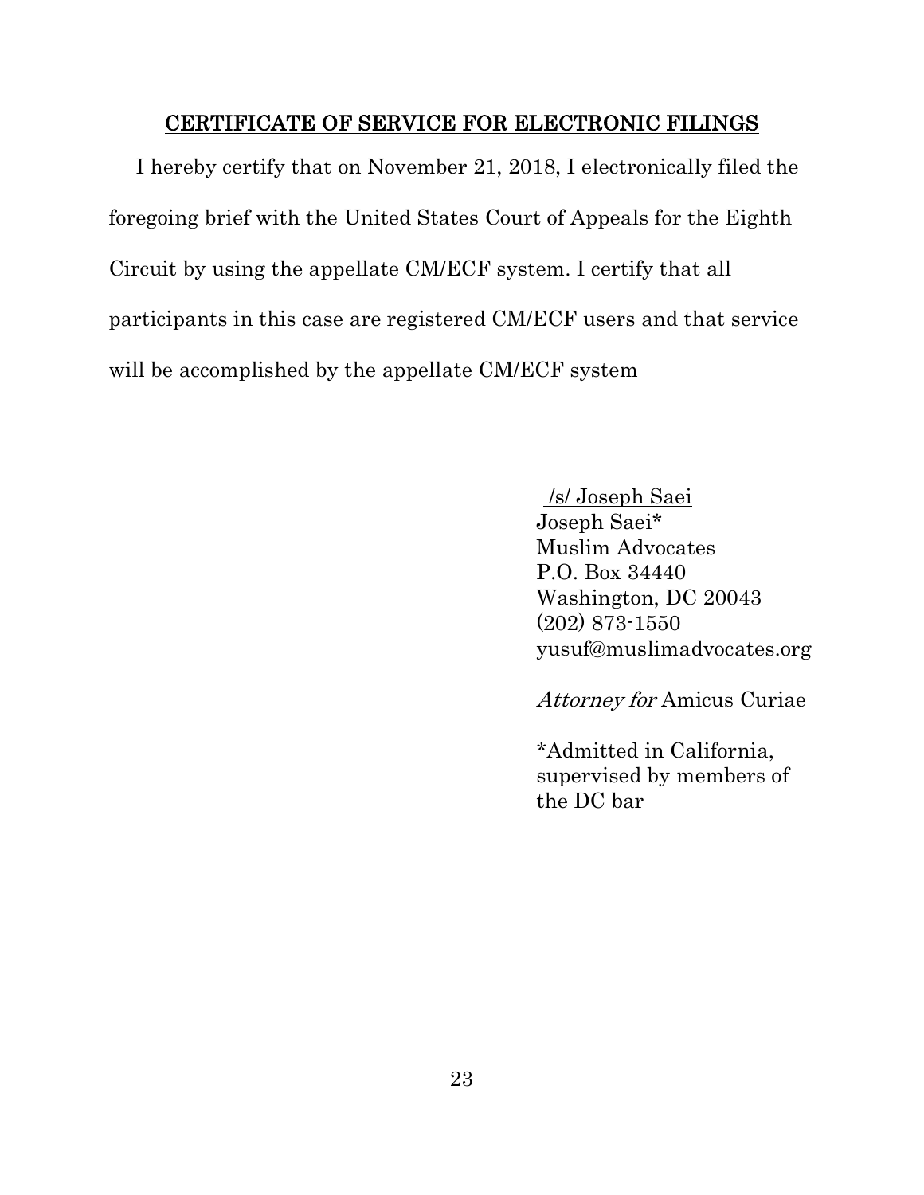## CERTIFICATE OF SERVICE FOR ELECTRONIC FILINGS

I hereby certify that on November 21, 2018, I electronically filed the foregoing brief with the United States Court of Appeals for the Eighth Circuit by using the appellate CM/ECF system. I certify that all participants in this case are registered CM/ECF users and that service will be accomplished by the appellate CM/ECF system

/s/ Joseph Saei
Joseph Saei*
Muslim Advocates
P.O. Box 34440
Washington, DC 20043
(202) 873-1550
yusuf@muslimadvocates.org

*Attorney for* Amicus Curiae

*Admitted in California, supervised by members of the DC bar